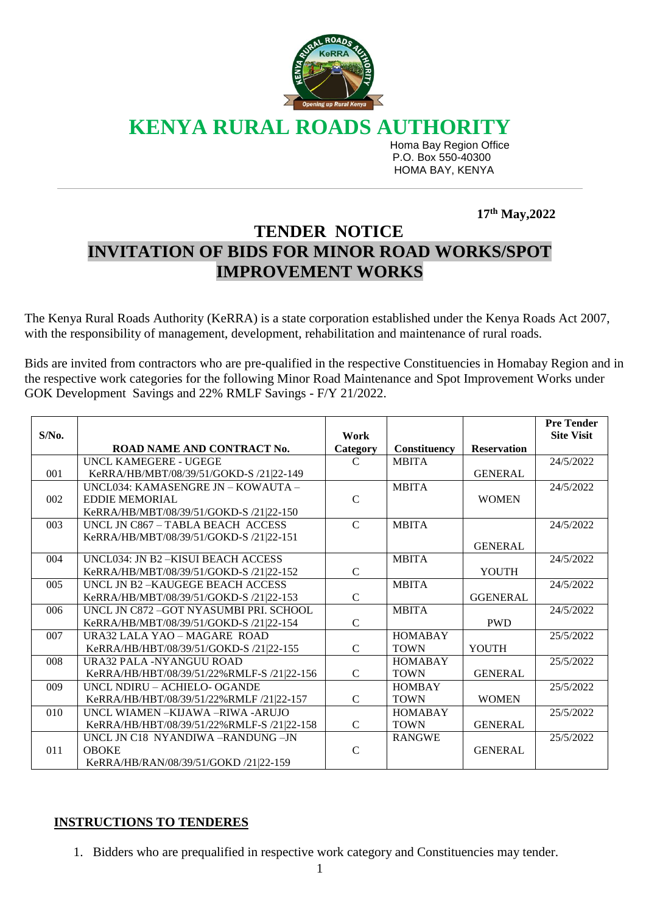# KENYA RURAL ROADS AUTHORITY

Homa Bay Region Office
P.O. Box 550-40300
HOMA BAY, KENYA

**17th May,2022**

## TENDER NOTICE

## INVITATION OF BIDS FOR MINOR ROAD WORKS/SPOT IMPROVEMENT WORKS

The Kenya Rural Roads Authority (KeRRA) is a state corporation established under the Kenya Roads Act 2007, with the responsibility of management, development, rehabilitation and maintenance of rural roads.

Bids are invited from contractors who are pre-qualified in the respective Constituencies in Homabay Region and in the respective work categories for the following Minor Road Maintenance and Spot Improvement Works under GOK Development Savings and 22% RMLF Savings - F/Y 21/2022.

| S/No. | ROAD NAME AND CONTRACT No. | Work Category | Constituency | Reservation | Pre Tender Site Visit |
|---|---|---|---|---|---|
| 001 | UNCL KAMEGERE - UGEGE<br>KeRRA/HB/MBT/08/39/51/GOKD-S /21\|22-149 | C | MBITA | GENERAL | 24/5/2022 |
| 002 | UNCL034: KAMASENGRE JN – KOWAUTA – EDDIE MEMORIAL<br>KeRRA/HB/MBT/08/39/51/GOKD-S /21\|22-150 | C | MBITA | WOMEN | 24/5/2022 |
| 003 | UNCL JN C867 – TABLA BEACH ACCESS<br>KeRRA/HB/MBT/08/39/51/GOKD-S /21\|22-151 | C | MBITA | GENERAL | 24/5/2022 |
| 004 | UNCL034: JN B2 –KISUI BEACH ACCESS<br>KeRRA/HB/MBT/08/39/51/GOKD-S /21\|22-152 | C | MBITA | YOUTH | 24/5/2022 |
| 005 | UNCL JN B2 –KAUGEGE BEACH ACCESS<br>KeRRA/HB/MBT/08/39/51/GOKD-S /21\|22-153 | C | MBITA | GGENERAL | 24/5/2022 |
| 006 | UNCL JN C872 –GOT NYASUMBI PRI. SCHOOL<br>KeRRA/HB/MBT/08/39/51/GOKD-S /21\|22-154 | C | MBITA | PWD | 24/5/2022 |
| 007 | URA32 LALA YAO – MAGARE ROAD<br>KeRRA/HB/HBT/08/39/51/GOKD-S /21\|22-155 | C | HOMABAY TOWN | YOUTH | 25/5/2022 |
| 008 | URA32 PALA -NYANGUU ROAD<br>KeRRA/HB/HBT/08/39/51/22%RMLF-S /21\|22-156 | C | HOMABAY TOWN | GENERAL | 25/5/2022 |
| 009 | UNCL NDIRU – ACHIELO- OGANDE<br>KeRRA/HB/HBT/08/39/51/22%RMLF /21\|22-157 | C | HOMBAY TOWN | WOMEN | 25/5/2022 |
| 010 | UNCL WIAMEN –KIJAWA –RIWA -ARUJO<br>KeRRA/HB/HBT/08/39/51/22%RMLF-S /21\|22-158 | C | HOMBAY TOWN | GENERAL | 25/5/2022 |
| 011 | UNCL JN C18 NYANDIWA –RANDUNG –JN OBOKE<br>KeRRA/HB/RAN/08/39/51/GOKD /21\|22-159 | C | RANGWE | GENERAL | 25/5/2022 |

## INSTRUCTIONS TO TENDERES

1. Bidders who are prequalified in respective work category and Constituencies may tender.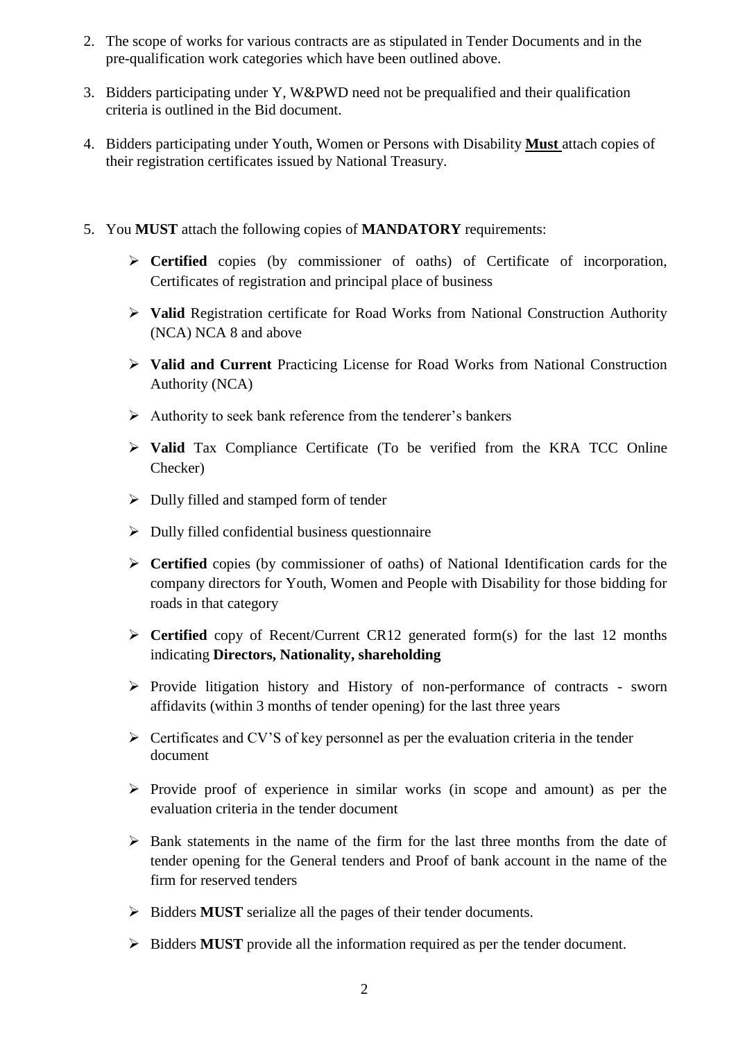2. The scope of works for various contracts are as stipulated in Tender Documents and in the pre-qualification work categories which have been outlined above.

3. Bidders participating under Y, W&PWD need not be prequalified and their qualification criteria is outlined in the Bid document.

4. Bidders participating under Youth, Women or Persons with Disability **Must** attach copies of their registration certificates issued by National Treasury.

5. You **MUST** attach the following copies of **MANDATORY** requirements:

   - **Certified** copies (by commissioner of oaths) of Certificate of incorporation, Certificates of registration and principal place of business
   - **Valid** Registration certificate for Road Works from National Construction Authority (NCA) NCA 8 and above
   - **Valid and Current** Practicing License for Road Works from National Construction Authority (NCA)
   - Authority to seek bank reference from the tenderer's bankers
   - **Valid** Tax Compliance Certificate (To be verified from the KRA TCC Online Checker)
   - Dully filled and stamped form of tender
   - Dully filled confidential business questionnaire
   - **Certified** copies (by commissioner of oaths) of National Identification cards for the company directors for Youth, Women and People with Disability for those bidding for roads in that category
   - **Certified** copy of Recent/Current CR12 generated form(s) for the last 12 months indicating **Directors, Nationality, shareholding**
   - Provide litigation history and History of non-performance of contracts - sworn affidavits (within 3 months of tender opening) for the last three years
   - Certificates and CV'S of key personnel as per the evaluation criteria in the tender document
   - Provide proof of experience in similar works (in scope and amount) as per the evaluation criteria in the tender document
   - Bank statements in the name of the firm for the last three months from the date of tender opening for the General tenders and Proof of bank account in the name of the firm for reserved tenders
   - Bidders **MUST** serialize all the pages of their tender documents.
   - Bidders **MUST** provide all the information required as per the tender document.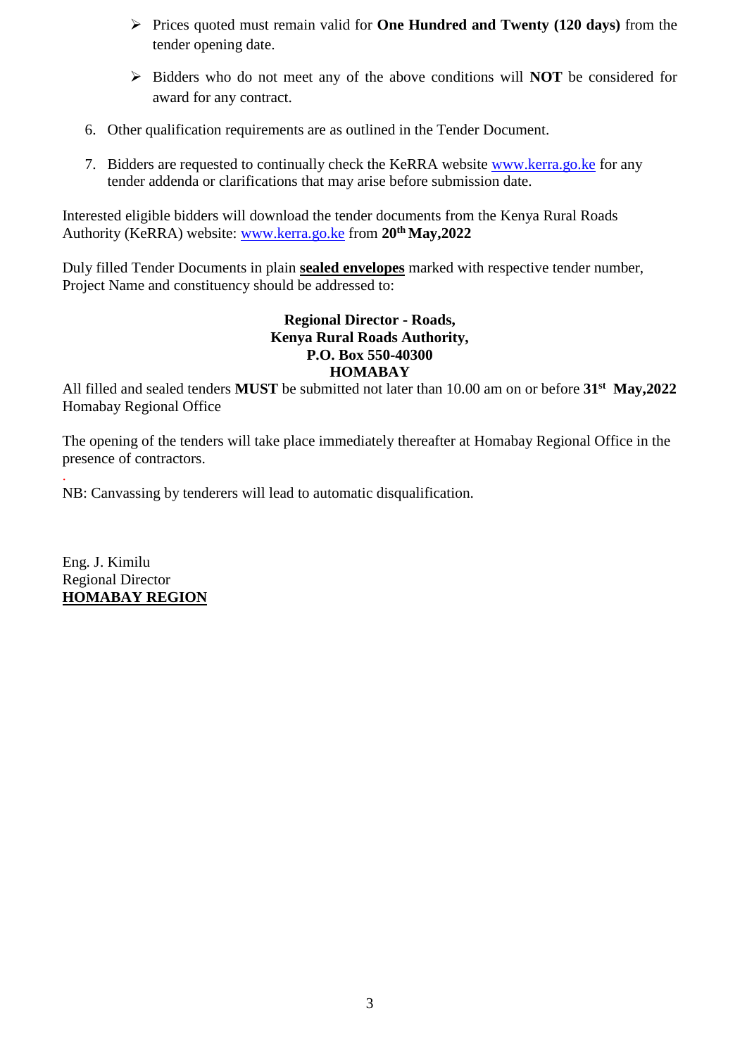- Prices quoted must remain valid for **One Hundred and Twenty (120 days)** from the tender opening date.

- Bidders who do not meet any of the above conditions will **NOT** be considered for award for any contract.

6. Other qualification requirements are as outlined in the Tender Document.

7. Bidders are requested to continually check the KeRRA website www.kerra.go.ke for any tender addenda or clarifications that may arise before submission date.

Interested eligible bidders will download the tender documents from the Kenya Rural Roads Authority (KeRRA) website: www.kerra.go.ke from **20th May,2022**

Duly filled Tender Documents in plain **sealed envelopes** marked with respective tender number, Project Name and constituency should be addressed to:

**Regional Director - Roads,**
**Kenya Rural Roads Authority,**
**P.O. Box 550-40300**
**HOMABAY**

All filled and sealed tenders **MUST** be submitted not later than 10.00 am on or before **31st May,2022** Homabay Regional Office

The opening of the tenders will take place immediately thereafter at Homabay Regional Office in the presence of contractors.

NB: Canvassing by tenderers will lead to automatic disqualification.

Eng. J. Kimilu
Regional Director
**HOMABAY REGION**